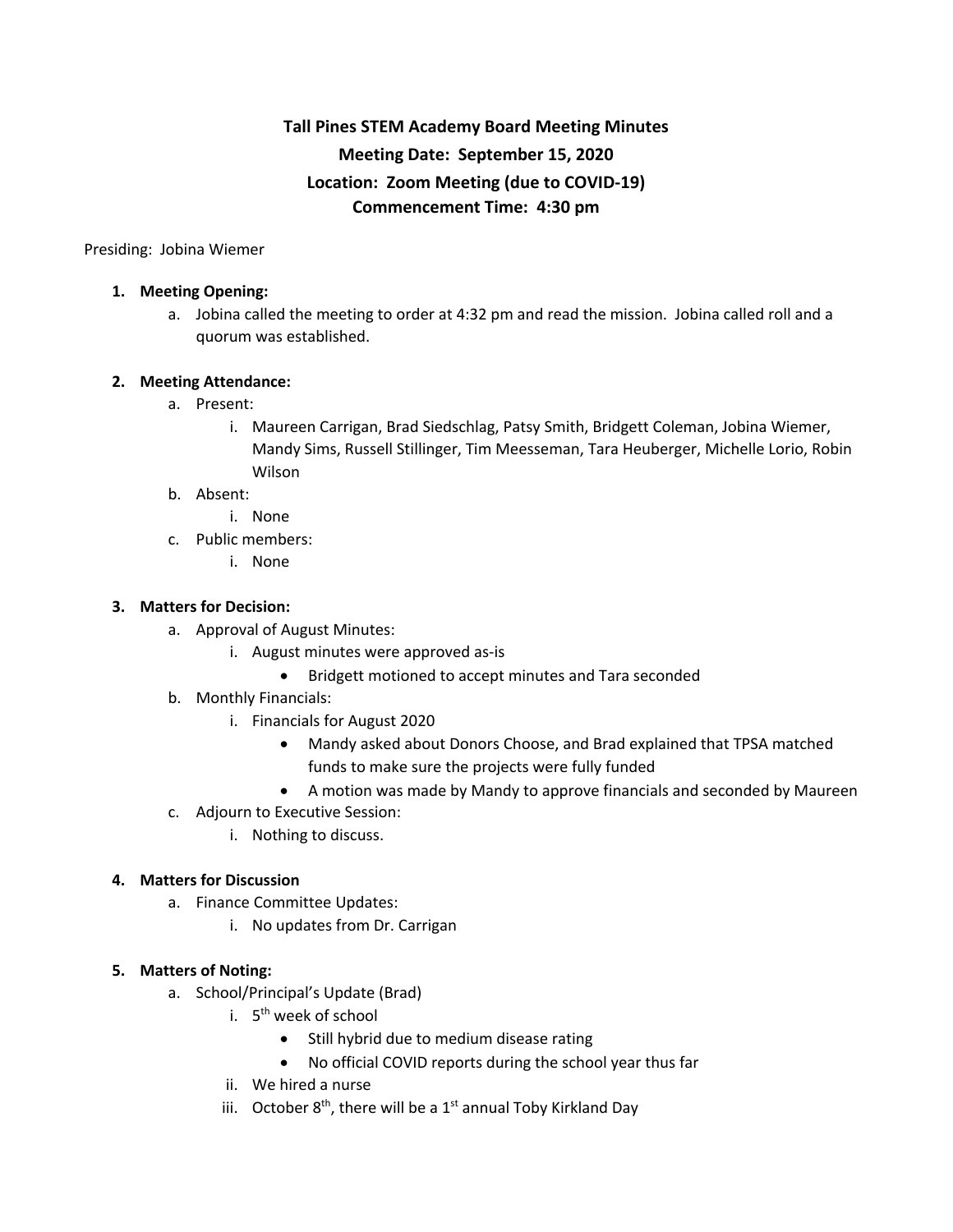# Tall Pines STEM Academy Board Meeting Minutes

**Meeting Date: September 15, 2020**

**Location: Zoom Meeting (due to COVID-19)**

**Commencement Time: 4:30 pm**

Presiding: Jobina Wiemer

1. **Meeting Opening:**
   a. Jobina called the meeting to order at 4:32 pm and read the mission. Jobina called roll and a quorum was established.

2. **Meeting Attendance:**
   a. Present:
      i. Maureen Carrigan, Brad Siedschlag, Patsy Smith, Bridgett Coleman, Jobina Wiemer, Mandy Sims, Russell Stillinger, Tim Meesseman, Tara Heuberger, Michelle Lorio, Robin Wilson
   b. Absent:
      i. None
   c. Public members:
      i. None

3. **Matters for Decision:**
   a. Approval of August Minutes:
      i. August minutes were approved as-is
         - Bridgett motioned to accept minutes and Tara seconded
   b. Monthly Financials:
      i. Financials for August 2020
         - Mandy asked about Donors Choose, and Brad explained that TPSA matched funds to make sure the projects were fully funded
         - A motion was made by Mandy to approve financials and seconded by Maureen
   c. Adjourn to Executive Session:
      i. Nothing to discuss.

4. **Matters for Discussion**
   a. Finance Committee Updates:
      i. No updates from Dr. Carrigan

5. **Matters of Noting:**
   a. School/Principal's Update (Brad)
      i. 5th week of school
         - Still hybrid due to medium disease rating
         - No official COVID reports during the school year thus far
      ii. We hired a nurse
      iii. October 8th, there will be a 1st annual Toby Kirkland Day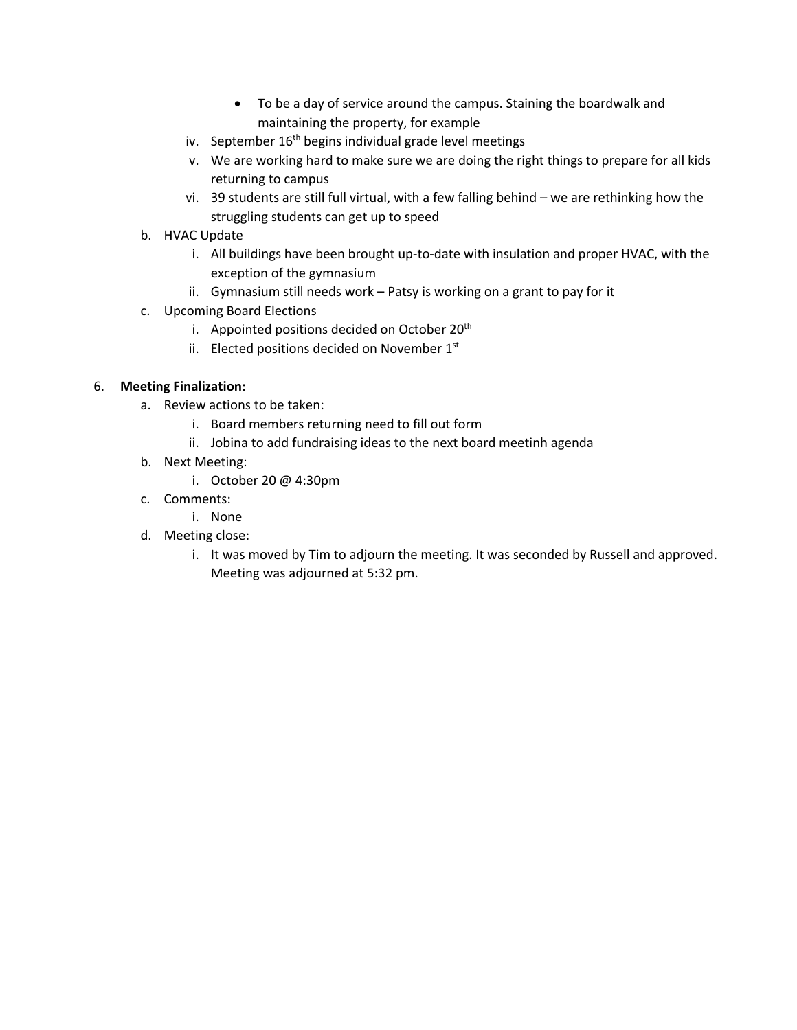- To be a day of service around the campus. Staining the boardwalk and maintaining the property, for example

    iv. September 16th begins individual grade level meetings

    v. We are working hard to make sure we are doing the right things to prepare for all kids returning to campus

    vi. 39 students are still full virtual, with a few falling behind – we are rethinking how the struggling students can get up to speed

b. HVAC Update

    i. All buildings have been brought up-to-date with insulation and proper HVAC, with the exception of the gymnasium

    ii. Gymnasium still needs work – Patsy is working on a grant to pay for it

c. Upcoming Board Elections

    i. Appointed positions decided on October 20th

    ii. Elected positions decided on November 1st

6. **Meeting Finalization:**

    a. Review actions to be taken:

        i. Board members returning need to fill out form

        ii. Jobina to add fundraising ideas to the next board meetinh agenda

    b. Next Meeting:

        i. October 20 @ 4:30pm

    c. Comments:

        i. None

    d. Meeting close:

        i. It was moved by Tim to adjourn the meeting. It was seconded by Russell and approved. Meeting was adjourned at 5:32 pm.